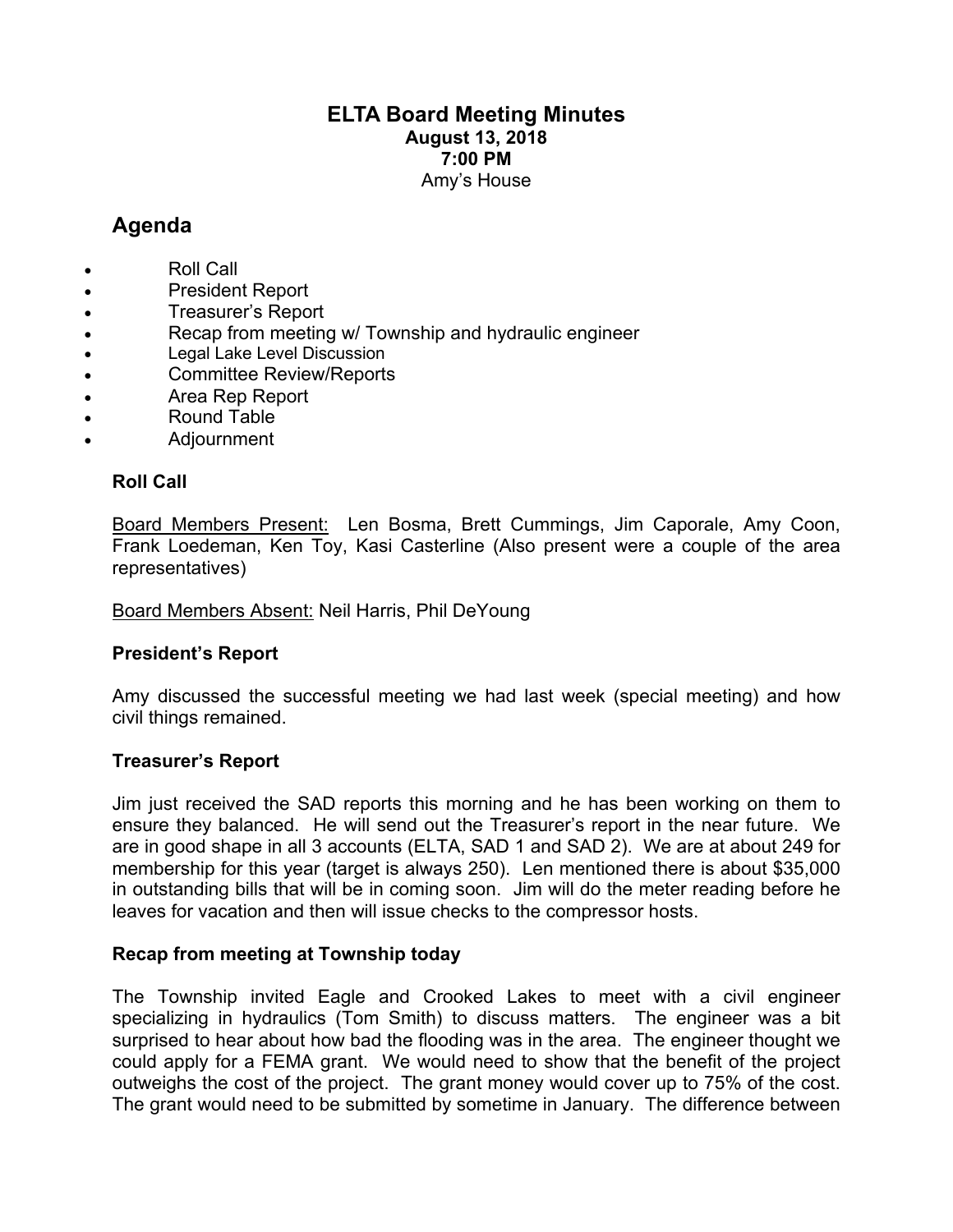# ELTA Board Meeting Minutes

**August 13, 2018**
**7:00 PM**
Amy's House

## Agenda

- Roll Call
- President Report
- Treasurer's Report
- Recap from meeting w/ Township and hydraulic engineer
- Legal Lake Level Discussion
- Committee Review/Reports
- Area Rep Report
- Round Table
- Adjournment

### Roll Call

Board Members Present: Len Bosma, Brett Cummings, Jim Caporale, Amy Coon, Frank Loedeman, Ken Toy, Kasi Casterline (Also present were a couple of the area representatives)

Board Members Absent: Neil Harris, Phil DeYoung

### President's Report

Amy discussed the successful meeting we had last week (special meeting) and how civil things remained.

### Treasurer's Report

Jim just received the SAD reports this morning and he has been working on them to ensure they balanced. He will send out the Treasurer's report in the near future. We are in good shape in all 3 accounts (ELTA, SAD 1 and SAD 2). We are at about 249 for membership for this year (target is always 250). Len mentioned there is about $35,000 in outstanding bills that will be in coming soon. Jim will do the meter reading before he leaves for vacation and then will issue checks to the compressor hosts.

### Recap from meeting at Township today

The Township invited Eagle and Crooked Lakes to meet with a civil engineer specializing in hydraulics (Tom Smith) to discuss matters. The engineer was a bit surprised to hear about how bad the flooding was in the area. The engineer thought we could apply for a FEMA grant. We would need to show that the benefit of the project outweighs the cost of the project. The grant money would cover up to 75% of the cost. The grant would need to be submitted by sometime in January. The difference between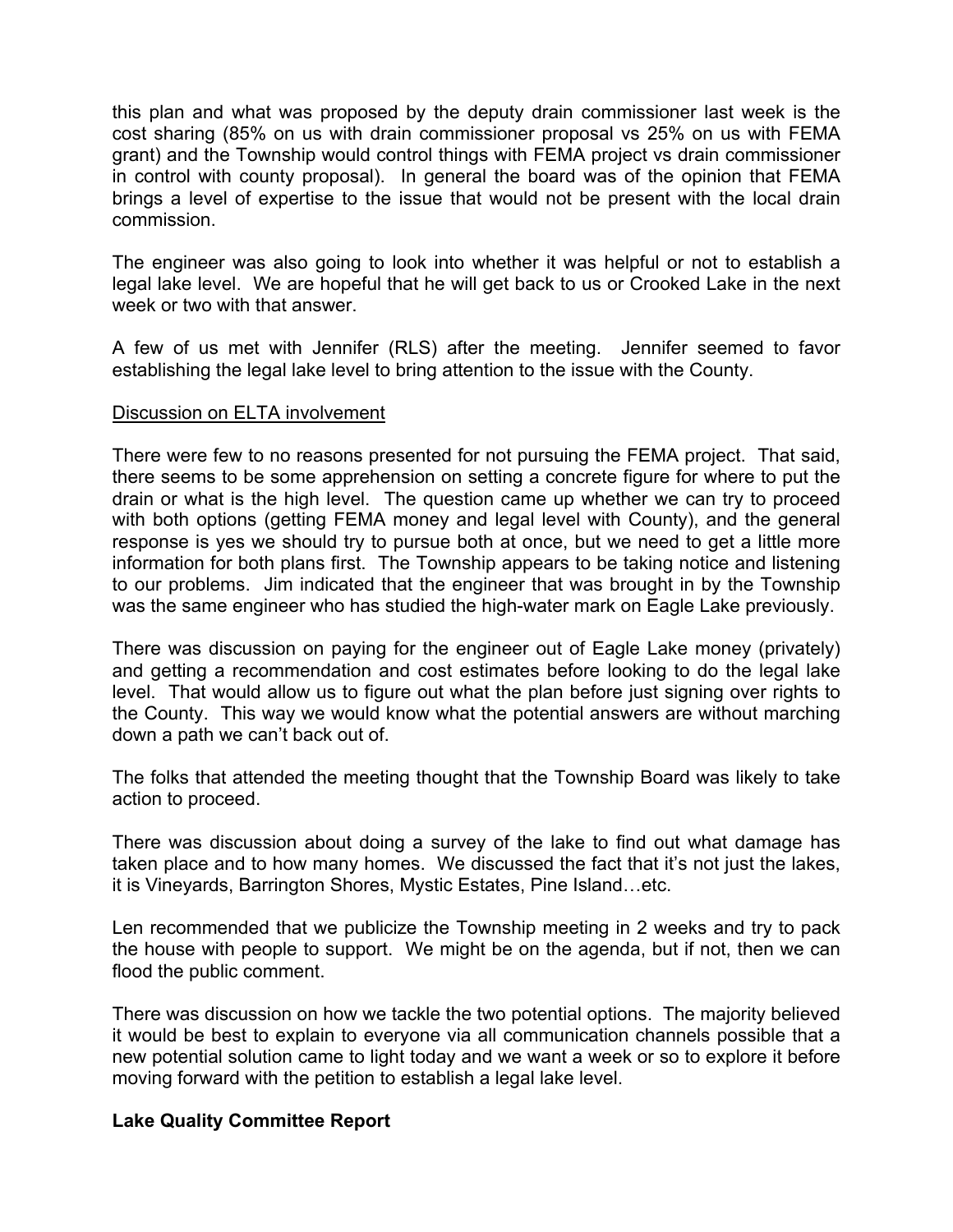this plan and what was proposed by the deputy drain commissioner last week is the cost sharing (85% on us with drain commissioner proposal vs 25% on us with FEMA grant) and the Township would control things with FEMA project vs drain commissioner in control with county proposal). In general the board was of the opinion that FEMA brings a level of expertise to the issue that would not be present with the local drain commission.

The engineer was also going to look into whether it was helpful or not to establish a legal lake level. We are hopeful that he will get back to us or Crooked Lake in the next week or two with that answer.

A few of us met with Jennifer (RLS) after the meeting. Jennifer seemed to favor establishing the legal lake level to bring attention to the issue with the County.

Discussion on ELTA involvement

There were few to no reasons presented for not pursuing the FEMA project. That said, there seems to be some apprehension on setting a concrete figure for where to put the drain or what is the high level. The question came up whether we can try to proceed with both options (getting FEMA money and legal level with County), and the general response is yes we should try to pursue both at once, but we need to get a little more information for both plans first. The Township appears to be taking notice and listening to our problems. Jim indicated that the engineer that was brought in by the Township was the same engineer who has studied the high-water mark on Eagle Lake previously.

There was discussion on paying for the engineer out of Eagle Lake money (privately) and getting a recommendation and cost estimates before looking to do the legal lake level. That would allow us to figure out what the plan before just signing over rights to the County. This way we would know what the potential answers are without marching down a path we can't back out of.

The folks that attended the meeting thought that the Township Board was likely to take action to proceed.

There was discussion about doing a survey of the lake to find out what damage has taken place and to how many homes. We discussed the fact that it's not just the lakes, it is Vineyards, Barrington Shores, Mystic Estates, Pine Island…etc.

Len recommended that we publicize the Township meeting in 2 weeks and try to pack the house with people to support. We might be on the agenda, but if not, then we can flood the public comment.

There was discussion on how we tackle the two potential options. The majority believed it would be best to explain to everyone via all communication channels possible that a new potential solution came to light today and we want a week or so to explore it before moving forward with the petition to establish a legal lake level.

**Lake Quality Committee Report**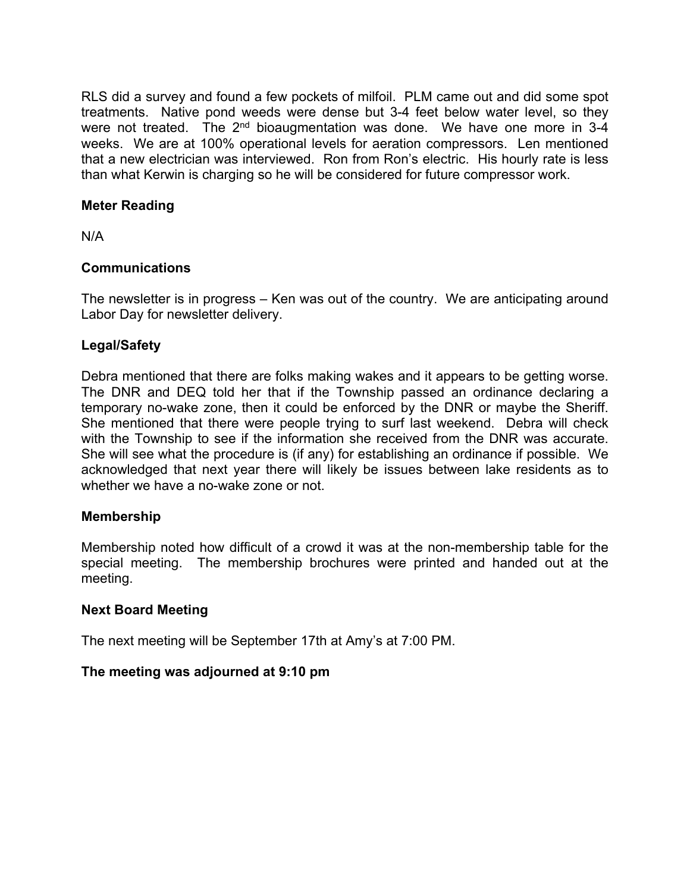RLS did a survey and found a few pockets of milfoil. PLM came out and did some spot treatments. Native pond weeds were dense but 3-4 feet below water level, so they were not treated. The 2nd bioaugmentation was done. We have one more in 3-4 weeks. We are at 100% operational levels for aeration compressors. Len mentioned that a new electrician was interviewed. Ron from Ron's electric. His hourly rate is less than what Kerwin is charging so he will be considered for future compressor work.

**Meter Reading**

N/A

**Communications**

The newsletter is in progress – Ken was out of the country. We are anticipating around Labor Day for newsletter delivery.

**Legal/Safety**

Debra mentioned that there are folks making wakes and it appears to be getting worse. The DNR and DEQ told her that if the Township passed an ordinance declaring a temporary no-wake zone, then it could be enforced by the DNR or maybe the Sheriff. She mentioned that there were people trying to surf last weekend. Debra will check with the Township to see if the information she received from the DNR was accurate. She will see what the procedure is (if any) for establishing an ordinance if possible. We acknowledged that next year there will likely be issues between lake residents as to whether we have a no-wake zone or not.

**Membership**

Membership noted how difficult of a crowd it was at the non-membership table for the special meeting. The membership brochures were printed and handed out at the meeting.

**Next Board Meeting**

The next meeting will be September 17th at Amy's at 7:00 PM.

**The meeting was adjourned at 9:10 pm**